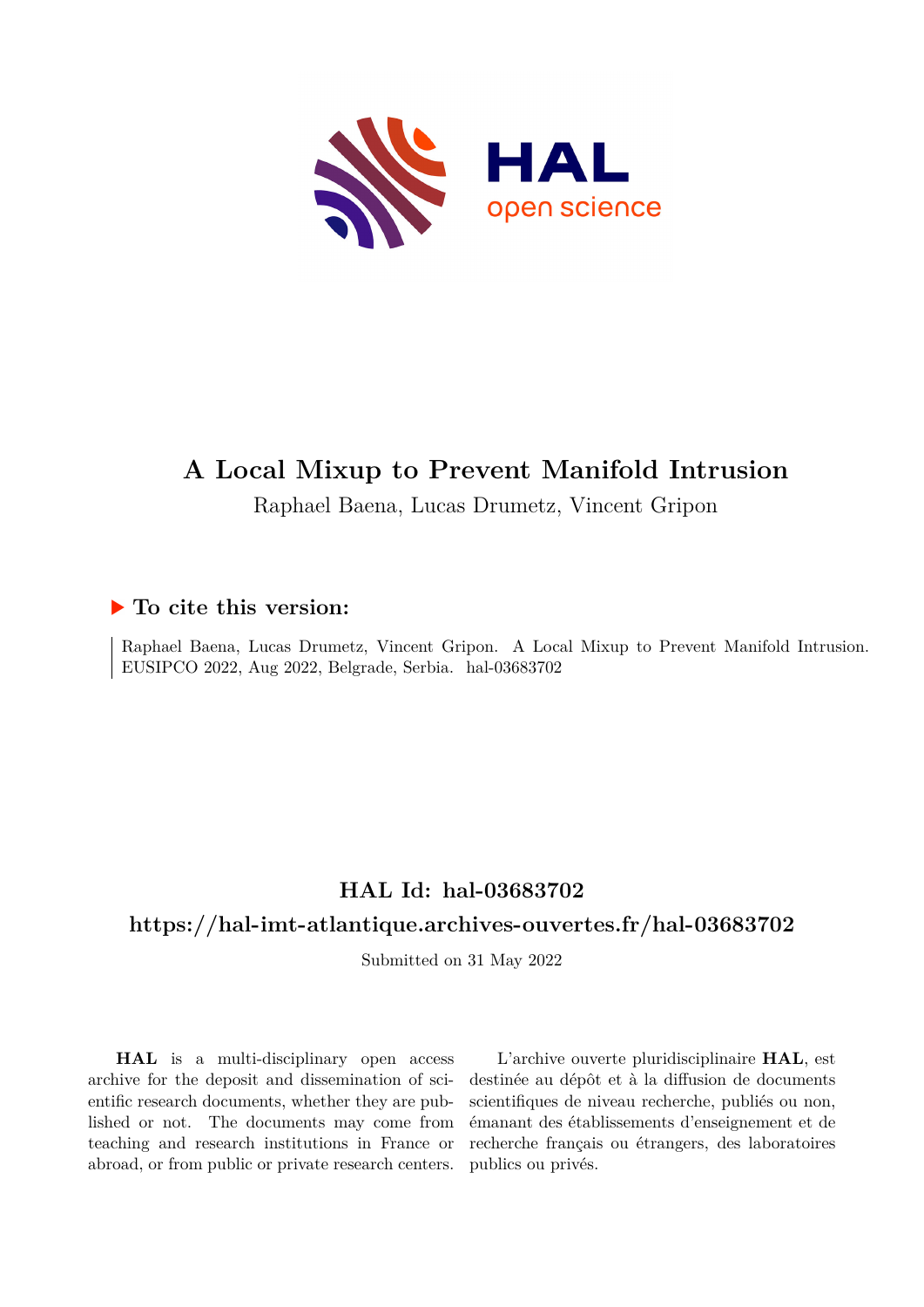# A Local Mixup to Prevent Manifold Intrusion

Raphael Baena, Lucas Drumetz, Vincent Gripon

## ▶ To cite this version:

Raphael Baena, Lucas Drumetz, Vincent Gripon. A Local Mixup to Prevent Manifold Intrusion. EUSIPCO 2022, Aug 2022, Belgrade, Serbia. hal-03683702

## HAL Id: hal-03683702

## https://hal-imt-atlantique.archives-ouvertes.fr/hal-03683702

Submitted on 31 May 2022

**HAL** is a multi-disciplinary open access archive for the deposit and dissemination of scientific research documents, whether they are published or not. The documents may come from teaching and research institutions in France or abroad, or from public or private research centers.

L'archive ouverte pluridisciplinaire **HAL**, est destinée au dépôt et à la diffusion de documents scientifiques de niveau recherche, publiés ou non, émanant des établissements d'enseignement et de recherche français ou étrangers, des laboratoires publics ou privés.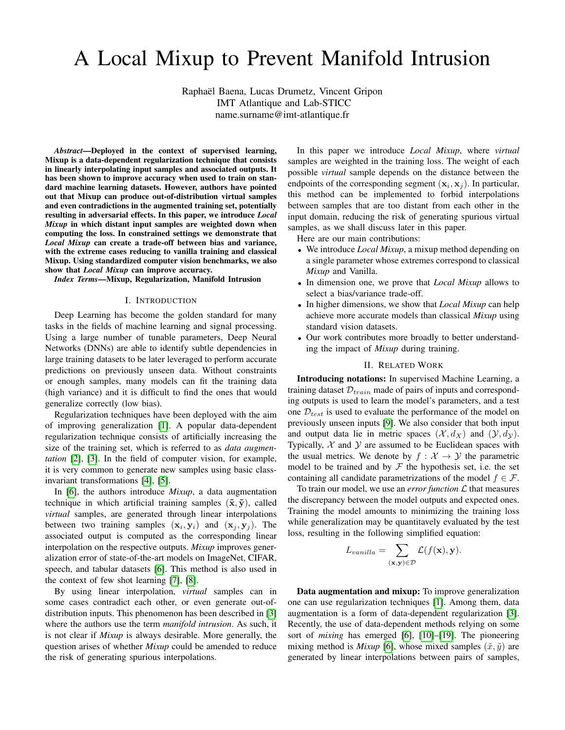# A Local Mixup to Prevent Manifold Intrusion

Raphaël Baena, Lucas Drumetz, Vincent Gripon
IMT Atlantique and Lab-STICC
name.surname@imt-atlantique.fr

***Abstract*—Deployed in the context of supervised learning, Mixup is a data-dependent regularization technique that consists in linearly interpolating input samples and associated outputs. It has been shown to improve accuracy when used to train on standard machine learning datasets. However, authors have pointed out that Mixup can produce out-of-distribution virtual samples and even contradictions in the augmented training set, potentially resulting in adversarial effects. In this paper, we introduce *Local Mixup* in which distant input samples are weighted down when computing the loss. In constrained settings we demonstrate that *Local Mixup* can create a trade-off between bias and variance, with the extreme cases reducing to vanilla training and classical Mixup. Using standardized computer vision benchmarks, we also show that *Local Mixup* can improve accuracy.**

***Index Terms*—Mixup, Regularization, Manifold Intrusion**

## I. Introduction

Deep Learning has become the golden standard for many tasks in the fields of machine learning and signal processing. Using a large number of tunable parameters, Deep Neural Networks (DNNs) are able to identify subtle dependencies in large training datasets to be later leveraged to perform accurate predictions on previously unseen data. Without constraints or enough samples, many models can fit the training data (high variance) and it is difficult to find the ones that would generalize correctly (low bias).

Regularization techniques have been deployed with the aim of improving generalization [1]. A popular data-dependent regularization technique consists of artificially increasing the size of the training set, which is referred to as *data augmentation* [2], [3]. In the field of computer vision, for example, it is very common to generate new samples using basic class-invariant transformations [4], [5].

In [6], the authors introduce *Mixup*, a data augmentation technique in which artificial training samples $(\tilde{\mathbf{x}}, \tilde{\mathbf{y}})$, called *virtual* samples, are generated through linear interpolations between two training samples $(\mathbf{x}_i, \mathbf{y}_i)$ and $(\mathbf{x}_j, \mathbf{y}_j)$. The associated output is computed as the corresponding linear interpolation on the respective outputs. *Mixup* improves generalization error of state-of-the-art models on ImageNet, CIFAR, speech, and tabular datasets [6]. This method is also used in the context of few shot learning [7], [8].

By using linear interpolation, *virtual* samples can in some cases contradict each other, or even generate out-of-distribution inputs. This phenomenon has been described in [3] where the authors use the term *manifold intrusion*. As such, it is not clear if *Mixup* is always desirable. More generally, the question arises of whether *Mixup* could be amended to reduce the risk of generating spurious interpolations.

In this paper we introduce *Local Mixup*, where *virtual* samples are weighted in the training loss. The weight of each possible *virtual* sample depends on the distance between the endpoints of the corresponding segment $(\mathbf{x}_i, \mathbf{x}_j)$. In particular, this method can be implemented to forbid interpolations between samples that are too distant from each other in the input domain, reducing the risk of generating spurious virtual samples, as we shall discuss later in this paper.

Here are our main contributions:

- We introduce *Local Mixup*, a mixup method depending on a single parameter whose extremes correspond to classical *Mixup* and Vanilla.
- In dimension one, we prove that *Local Mixup* allows to select a bias/variance trade-off.
- In higher dimensions, we show that *Local Mixup* can help achieve more accurate models than classical *Mixup* using standard vision datasets.
- Our work contributes more broadly to better understanding the impact of *Mixup* during training.

## II. Related Work

**Introducing notations:** In supervised Machine Learning, a training dataset $\mathcal{D}_{train}$ made of pairs of inputs and corresponding outputs is used to learn the model's parameters, and a test one $\mathcal{D}_{test}$ is used to evaluate the performance of the model on previously unseen inputs [9]. We also consider that both input and output data lie in metric spaces $(\mathcal{X}, d_X)$ and $(\mathcal{Y}, d_{\mathcal{Y}})$. Typically, $\mathcal{X}$ and $\mathcal{Y}$ are assumed to be Euclidean spaces with the usual metrics. We denote by $f : \mathcal{X} \to \mathcal{Y}$ the parametric model to be trained and by $\mathcal{F}$ the hypothesis set, i.e. the set containing all candidate parametrizations of the model $f \in \mathcal{F}$.

To train our model, we use an *error function* $\mathcal{L}$ that measures the discrepancy between the model outputs and expected ones. Training the model amounts to minimizing the training loss while generalization may be quantitatively evaluated by the test loss, resulting in the following simplified equation:

$$L_{vanilla} = \sum_{(\mathbf{x},\mathbf{y})\in\mathcal{D}} \mathcal{L}(f(\mathbf{x}), \mathbf{y}).$$

**Data augmentation and mixup:** To improve generalization one can use regularization techniques [1]. Among them, data augmentation is a form of data-dependent regularization [3]. Recently, the use of data-dependent methods relying on some sort of *mixing* has emerged [6], [10]–[19]. The pioneering mixing method is *Mixup* [6], whose mixed samples $(\tilde{x}, \tilde{y})$ are generated by linear interpolations between pairs of samples,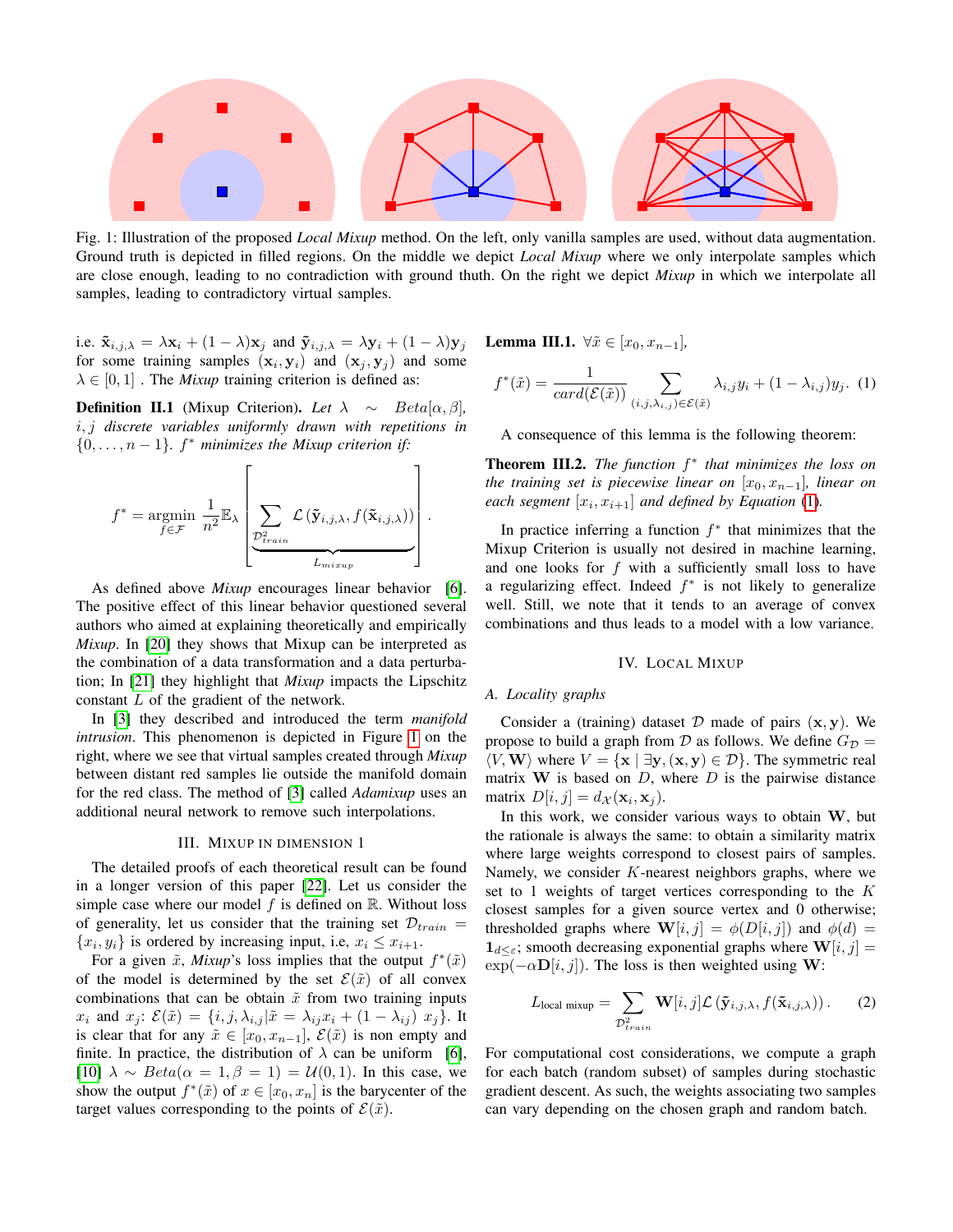Fig. 1: Illustration of the proposed *Local Mixup* method. On the left, only vanilla samples are used, without data augmentation. Ground truth is depicted in filled regions. On the middle we depict *Local Mixup* where we only interpolate samples which are close enough, leading to no contradiction with ground thuth. On the right we depict *Mixup* in which we interpolate all samples, leading to contradictory virtual samples.

i.e. $\tilde{\mathbf{x}}_{i,j,\lambda} = \lambda\mathbf{x}_i + (1-\lambda)\mathbf{x}_j$ and $\tilde{\mathbf{y}}_{i,j,\lambda} = \lambda\mathbf{y}_i + (1-\lambda)\mathbf{y}_j$ for some training samples $(\mathbf{x}_i, \mathbf{y}_i)$ and $(\mathbf{x}_j, \mathbf{y}_j)$ and some $\lambda \in [0,1]$ . The *Mixup* training criterion is defined as:

**Definition II.1** (Mixup Criterion). *Let $\lambda \sim Beta[\alpha, \beta]$, $i, j$ discrete variables uniformly drawn with repetitions in $\{0, \ldots, n-1\}$. $f^*$ minimizes the Mixup criterion if:*

$$f^* = \underset{f \in \mathcal{F}}{\operatorname{argmin}} \ \frac{1}{n^2}\mathbb{E}_\lambda \left[ \underbrace{\sum_{\mathcal{D}^2_{train}} \mathcal{L}\left(\tilde{\mathbf{y}}_{i,j,\lambda}, f(\tilde{\mathbf{x}}_{i,j,\lambda})\right)}_{L_{mixup}} \right].$$

As defined above *Mixup* encourages linear behavior [6]. The positive effect of this linear behavior questioned several authors who aimed at explaining theoretically and empirically *Mixup*. In [20] they shows that Mixup can be interpreted as the combination of a data transformation and a data perturbation; In [21] they highlight that *Mixup* impacts the Lipschitz constant $L$ of the gradient of the network.

In [3] they described and introduced the term *manifold intrusion*. This phenomenon is depicted in Figure 1 on the right, where we see that virtual samples created through *Mixup* between distant red samples lie outside the manifold domain for the red class. The method of [3] called *Adamixup* uses an additional neural network to remove such interpolations.

## III. Mixup in dimension 1

The detailed proofs of each theoretical result can be found in a longer version of this paper [22]. Let us consider the simple case where our model $f$ is defined on $\mathbb{R}$. Without loss of generality, let us consider that the training set $\mathcal{D}_{train} = \{x_i, y_i\}$ is ordered by increasing input, i.e, $x_i \leq x_{i+1}$.

For a given $\tilde{x}$, *Mixup*'s loss implies that the output $f^*(\tilde{x})$ of the model is determined by the set $\mathcal{E}(\tilde{x})$ of all convex combinations that can be obtain $\tilde{x}$ from two training inputs $x_i$ and $x_j$: $\mathcal{E}(\tilde{x}) = \{i, j, \lambda_{i,j} | \tilde{x} = \lambda_{ij}x_i + (1-\lambda_{ij})\ x_j\}$. It is clear that for any $\tilde{x} \in [x_0, x_{n-1}]$, $\mathcal{E}(\tilde{x})$ is non empty and finite. In practice, the distribution of $\lambda$ can be uniform [6], [10] $\lambda \sim Beta(\alpha = 1, \beta = 1) = \mathcal{U}(0,1)$. In this case, we show the output $f^*(\tilde{x})$ of $x \in [x_0, x_n]$ is the barycenter of the target values corresponding to the points of $\mathcal{E}(\tilde{x})$.

**Lemma III.1.** *$\forall \tilde{x} \in [x_0, x_{n-1}]$,*

$$f^*(\tilde{x}) = \frac{1}{card(\mathcal{E}(\tilde{x}))} \sum_{(i,j,\lambda_{i,j}) \in \mathcal{E}(\tilde{x})} \lambda_{i,j}y_i + (1-\lambda_{i,j})y_j. \quad (1)$$

A consequence of this lemma is the following theorem:

**Theorem III.2.** *The function $f^*$ that minimizes the loss on the training set is piecewise linear on $[x_0, x_{n-1}]$, linear on each segment $[x_i, x_{i+1}]$ and defined by Equation (1).*

In practice inferring a function $f^*$ that minimizes that the Mixup Criterion is usually not desired in machine learning, and one looks for $f$ with a sufficiently small loss to have a regularizing effect. Indeed $f^*$ is not likely to generalize well. Still, we note that it tends to an average of convex combinations and thus leads to a model with a low variance.

## IV. Local Mixup

### A. Locality graphs

Consider a (training) dataset $\mathcal{D}$ made of pairs $(\mathbf{x}, \mathbf{y})$. We propose to build a graph from $\mathcal{D}$ as follows. We define $G_\mathcal{D} = \langle V, \mathbf{W} \rangle$ where $V = \{\mathbf{x} \mid \exists \mathbf{y}, (\mathbf{x}, \mathbf{y}) \in \mathcal{D}\}$. The symmetric real matrix $\mathbf{W}$ is based on $D$, where $D$ is the pairwise distance matrix $D[i,j] = d_\mathcal{X}(\mathbf{x}_i, \mathbf{x}_j)$.

In this work, we consider various ways to obtain $\mathbf{W}$, but the rationale is always the same: to obtain a similarity matrix where large weights correspond to closest pairs of samples. Namely, we consider $K$-nearest neighbors graphs, where we set to 1 weights of target vertices corresponding to the $K$ closest samples for a given source vertex and 0 otherwise; thresholded graphs where $\mathbf{W}[i,j] = \phi(D[i,j])$ and $\phi(d) = \mathbf{1}_{d \leq \varepsilon}$; smooth decreasing exponential graphs where $\mathbf{W}[i,j] = \exp(-\alpha \mathbf{D}[i,j])$. The loss is then weighted using $\mathbf{W}$:

$$L_{\text{local mixup}} = \sum_{\mathcal{D}^2_{train}} \mathbf{W}[i,j] \mathcal{L}\left(\tilde{\mathbf{y}}_{i,j,\lambda}, f(\tilde{\mathbf{x}}_{i,j,\lambda})\right). \quad (2)$$

For computational cost considerations, we compute a graph for each batch (random subset) of samples during stochastic gradient descent. As such, the weights associating two samples can vary depending on the chosen graph and random batch.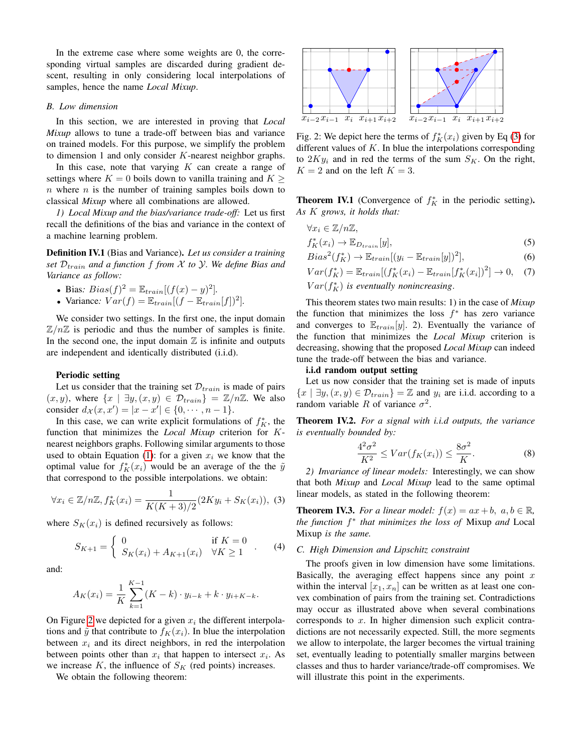In the extreme case where some weights are 0, the corresponding virtual samples are discarded during gradient descent, resulting in only considering local interpolations of samples, hence the name *Local Mixup*.

### B. Low dimension

In this section, we are interested in proving that *Local Mixup* allows to tune a trade-off between bias and variance on trained models. For this purpose, we simplify the problem to dimension 1 and only consider $K$-nearest neighbor graphs.

In this case, note that varying $K$ can create a range of settings where $K = 0$ boils down to vanilla training and $K \geq n$ where $n$ is the number of training samples boils down to classical *Mixup* where all combinations are allowed.

*1) Local Mixup and the bias/variance trade-off:* Let us first recall the definitions of the bias and variance in the context of a machine learning problem.

**Definition IV.1** (Bias and Variance)**.** *Let us consider a training set $\mathcal{D}_{train}$ and a function $f$ from $\mathcal{X}$ to $\mathcal{Y}$. We define Bias and Variance as follow:*

- Bias*:* $Bias(f)^2 = \mathbb{E}_{train}[(f(x) - y)^2]$*.*
- Variance*:* $Var(f) = \mathbb{E}_{train}[(f - \mathbb{E}_{train}[f])^2]$*.*

We consider two settings. In the first one, the input domain $\mathbb{Z}/n\mathbb{Z}$ is periodic and thus the number of samples is finite. In the second one, the input domain $\mathbb{Z}$ is infinite and outputs are independent and identically distributed (i.i.d).

**Periodic setting**

Let us consider that the training set $\mathcal{D}_{train}$ is made of pairs $(x, y)$, where $\{x \mid \exists y, (x, y) \in \mathcal{D}_{train}\} = \mathbb{Z}/n\mathbb{Z}$. We also consider $d_{\mathcal{X}}(x, x') = |x - x'| \in \{0, \cdots, n-1\}$.

In this case, we can write explicit formulations of $f_K^*$, the function that minimizes the *Local Mixup* criterion for $K$-nearest neighbors graphs. Following similar arguments to those used to obtain Equation (1): for a given $x_i$ we know that the optimal value for $f_K^*(x_i)$ would be an average of the the $\tilde{y}$ that correspond to the possible interpolations. we obtain:

$$\forall x_i \in \mathbb{Z}/n\mathbb{Z}, f_K^*(x_i) = \frac{1}{K(K+3)/2}(2Ky_i + S_K(x_i)), \quad (3)$$

where $S_K(x_i)$ is defined recursively as follows:

$$S_{K+1} = \begin{cases} 0 & \text{if } K = 0 \\ S_K(x_i) + A_{K+1}(x_i) & \forall K \geq 1 \end{cases}. \quad (4)$$

and:

$$A_K(x_i) = \frac{1}{K}\sum_{k=1}^{K-1}(K-k) \cdot y_{i-k} + k \cdot y_{i+K-k}.$$

On Figure 2 we depicted for a given $x_i$ the different interpolations and $\tilde{y}$ that contribute to $f_K(x_i)$. In blue the interpolation between $x_i$ and its direct neighbors, in red the interpolation between points other than $x_i$ that happen to intersect $x_i$. As we increase $K$, the influence of $S_K$ (red points) increases.

We obtain the following theorem:

Fig. 2: We depict here the terms of $f_K^*(x_i)$ given by Eq (3) for different values of $K$. In blue the interpolations corresponding to $2Ky_i$ and in red the terms of the sum $S_K$. On the right, $K = 2$ and on the left $K = 3$.

**Theorem IV.1** (Convergence of $f_K^*$ in the periodic setting)**.** *As $K$ grows, it holds that:*

$$\forall x_i \in \mathbb{Z}/n\mathbb{Z},$$
$$f_K^*(x_i) \to \mathbb{E}_{D_{train}}[y], \quad (5)$$
$$Bias^2(f_K^*) \to \mathbb{E}_{train}[(y_i - \mathbb{E}_{train}[y])^2], \quad (6)$$
$$Var(f_K^*) = \mathbb{E}_{train}[(f_K^*(x_i) - \mathbb{E}_{train}[f_K^*(x_i])^2] \to 0, \quad (7)$$

*$Var(f_K^*)$ is eventually nonincreasing.*

This theorem states two main results: 1) in the case of *Mixup* the function that minimizes the loss $f^*$ has zero variance and converges to $\mathbb{E}_{train}[y]$. 2). Eventually the variance of the function that minimizes the *Local Mixup* criterion is decreasing, showing that the proposed *Local Mixup* can indeed tune the trade-off between the bias and variance.

**i.i.d random output setting**

Let us now consider that the training set is made of inputs $\{x \mid \exists y, (x, y) \in \mathcal{D}_{train}\} = \mathbb{Z}$ and $y_i$ are i.i.d. according to a random variable $R$ of variance $\sigma^2$.

**Theorem IV.2.** *For a signal with i.i.d outputs, the variance is eventually bounded by:*

$$\frac{4^2\sigma^2}{K^2} \leq Var(f_K(x_i)) \leq \frac{8\sigma^2}{K}. \quad (8)$$

*2) Invariance of linear models:* Interestingly, we can show that both *Mixup* and *Local Mixup* lead to the same optimal linear models, as stated in the following theorem:

**Theorem IV.3.** *For a linear model: $f(x) = ax + b,\ a, b \in \mathbb{R}$, the function $f^*$ that minimizes the loss of* Mixup *and* Local Mixup *is the same.*

### C. High Dimension and Lipschitz constraint

The proofs given in low dimension have some limitations. Basically, the averaging effect happens since any point $x$ within the interval $[x_1, x_n]$ can be written as at least one convex combination of pairs from the training set. Contradictions may occur as illustrated above when several combinations corresponds to $x$. In higher dimension such explicit contradictions are not necessarily expected. Still, the more segments we allow to interpolate, the larger becomes the virtual training set, eventually leading to potentially smaller margins between classes and thus to harder variance/trade-off compromises. We will illustrate this point in the experiments.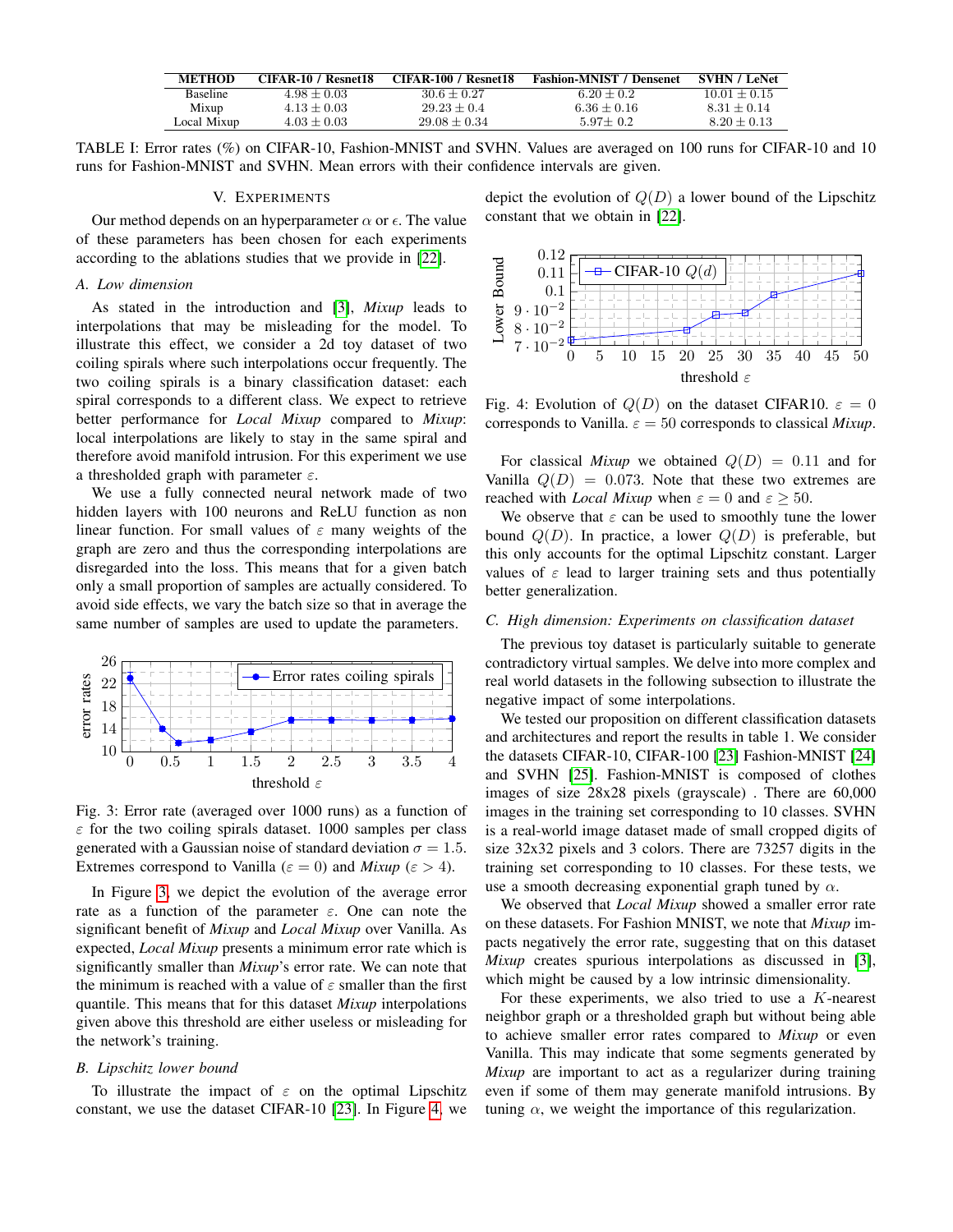| METHOD | CIFAR-10 / Resnet18 | CIFAR-100 / Resnet18 | Fashion-MNIST / Densenet | SVHN / LeNet |
|---|---|---|---|---|
| Baseline | $4.98 \pm 0.03$ | $30.6 \pm 0.27$ | $6.20 \pm 0.2$ | $10.01 \pm 0.15$ |
| Mixup | $4.13 \pm 0.03$ | $29.23 \pm 0.4$ | $6.36 \pm 0.16$ | $8.31 \pm 0.14$ |
| Local Mixup | $4.03 \pm 0.03$ | $29.08 \pm 0.34$ | $5.97 \pm 0.2$ | $8.20 \pm 0.13$ |

TABLE I: Error rates (%) on CIFAR-10, Fashion-MNIST and SVHN. Values are averaged on 100 runs for CIFAR-10 and 10 runs for Fashion-MNIST and SVHN. Mean errors with their confidence intervals are given.

## V. EXPERIMENTS

Our method depends on an hyperparameter $\alpha$ or $\epsilon$. The value of these parameters has been chosen for each experiments according to the ablations studies that we provide in [22].

### A. Low dimension

As stated in the introduction and [3], *Mixup* leads to interpolations that may be misleading for the model. To illustrate this effect, we consider a 2d toy dataset of two coiling spirals where such interpolations occur frequently. The two coiling spirals is a binary classification dataset: each spiral corresponds to a different class. We expect to retrieve better performance for *Local Mixup* compared to *Mixup*: local interpolations are likely to stay in the same spiral and therefore avoid manifold intrusion. For this experiment we use a thresholded graph with parameter $\varepsilon$.

We use a fully connected neural network made of two hidden layers with 100 neurons and ReLU function as non linear function. For small values of $\varepsilon$ many weights of the graph are zero and thus the corresponding interpolations are disregarded into the loss. This means that for a given batch only a small proportion of samples are actually considered. To avoid side effects, we vary the batch size so that in average the same number of samples are used to update the parameters.

Fig. 3: Error rate (averaged over 1000 runs) as a function of $\varepsilon$ for the two coiling spirals dataset. 1000 samples per class generated with a Gaussian noise of standard deviation $\sigma = 1.5$. Extremes correspond to Vanilla ($\varepsilon = 0$) and *Mixup* ($\varepsilon > 4$).

In Figure 3, we depict the evolution of the average error rate as a function of the parameter $\varepsilon$. One can note the significant benefit of *Mixup* and *Local Mixup* over Vanilla. As expected, *Local Mixup* presents a minimum error rate which is significantly smaller than *Mixup*'s error rate. We can note that the minimum is reached with a value of $\varepsilon$ smaller than the first quantile. This means that for this dataset *Mixup* interpolations given above this threshold are either useless or misleading for the network's training.

### B. Lipschitz lower bound

To illustrate the impact of $\varepsilon$ on the optimal Lipschitz constant, we use the dataset CIFAR-10 [23]. In Figure 4, we depict the evolution of $Q(D)$ a lower bound of the Lipschitz constant that we obtain in [22].

Fig. 4: Evolution of $Q(D)$ on the dataset CIFAR10. $\varepsilon = 0$ corresponds to Vanilla. $\varepsilon = 50$ corresponds to classical *Mixup*.

For classical *Mixup* we obtained $Q(D) = 0.11$ and for Vanilla $Q(D) = 0.073$. Note that these two extremes are reached with *Local Mixup* when $\varepsilon = 0$ and $\varepsilon \geq 50$.

We observe that $\varepsilon$ can be used to smoothly tune the lower bound $Q(D)$. In practice, a lower $Q(D)$ is preferable, but this only accounts for the optimal Lipschitz constant. Larger values of $\varepsilon$ lead to larger training sets and thus potentially better generalization.

### C. High dimension: Experiments on classification dataset

The previous toy dataset is particularly suitable to generate contradictory virtual samples. We delve into more complex and real world datasets in the following subsection to illustrate the negative impact of some interpolations.

We tested our proposition on different classification datasets and architectures and report the results in table 1. We consider the datasets CIFAR-10, CIFAR-100 [23] Fashion-MNIST [24] and SVHN [25]. Fashion-MNIST is composed of clothes images of size 28x28 pixels (grayscale) . There are 60,000 images in the training set corresponding to 10 classes. SVHN is a real-world image dataset made of small cropped digits of size 32x32 pixels and 3 colors. There are 73257 digits in the training set corresponding to 10 classes. For these tests, we use a smooth decreasing exponential graph tuned by $\alpha$.

We observed that *Local Mixup* showed a smaller error rate on these datasets. For Fashion MNIST, we note that *Mixup* impacts negatively the error rate, suggesting that on this dataset *Mixup* creates spurious interpolations as discussed in [3], which might be caused by a low intrinsic dimensionality.

For these experiments, we also tried to use a $K$-nearest neighbor graph or a thresholded graph but without being able to achieve smaller error rates compared to *Mixup* or even Vanilla. This may indicate that some segments generated by *Mixup* are important to act as a regularizer during training even if some of them may generate manifold intrusions. By tuning $\alpha$, we weight the importance of this regularization.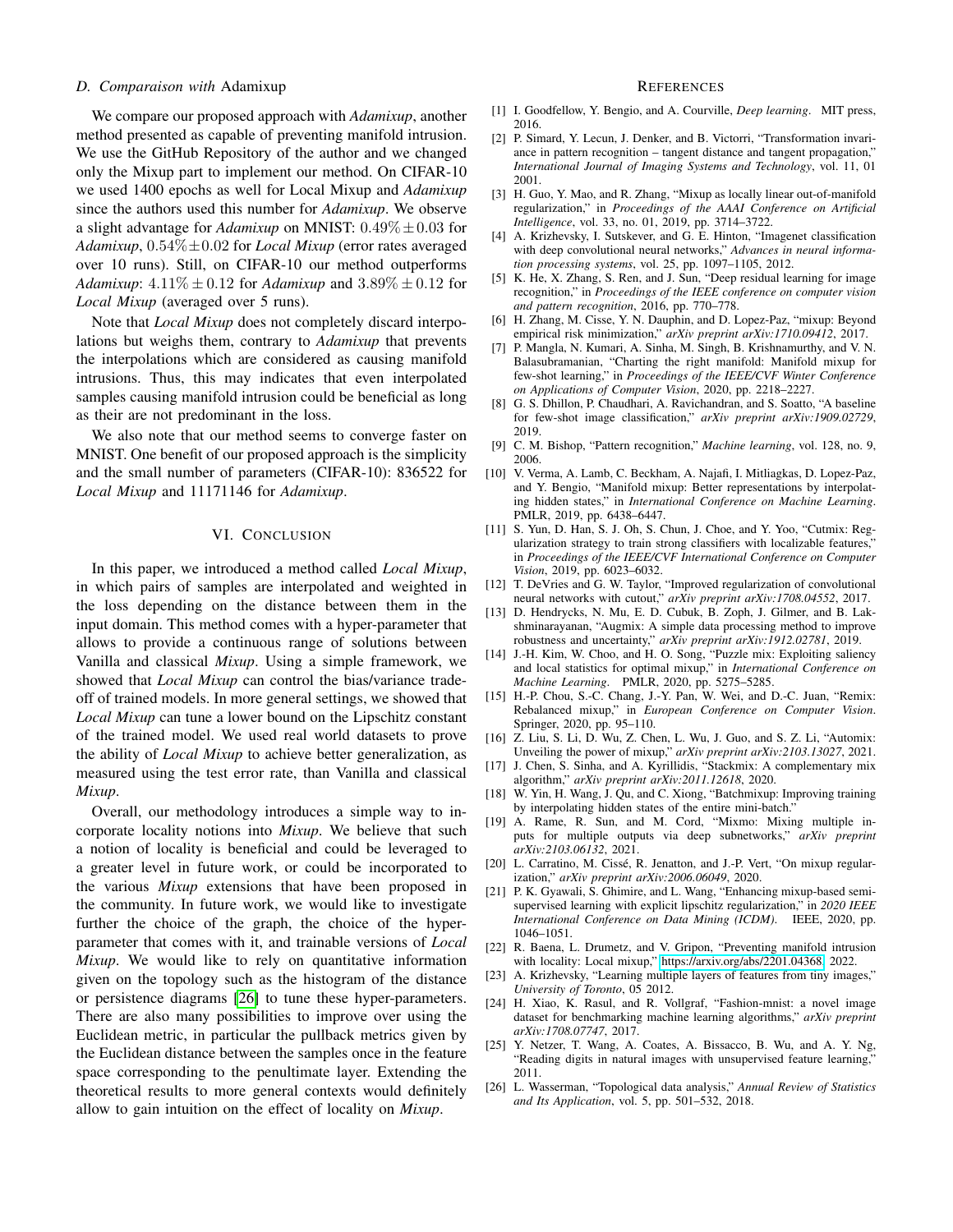### D. Comparaison with Adamixup

We compare our proposed approach with *Adamixup*, another method presented as capable of preventing manifold intrusion. We use the GitHub Repository of the author and we changed only the Mixup part to implement our method. On CIFAR-10 we used 1400 epochs as well for Local Mixup and *Adamixup* since the authors used this number for *Adamixup*. We observe a slight advantage for *Adamixup* on MNIST: $0.49\% \pm 0.03$ for *Adamixup*, $0.54\% \pm 0.02$ for *Local Mixup* (error rates averaged over 10 runs). Still, on CIFAR-10 our method outperforms *Adamixup*: $4.11\% \pm 0.12$ for *Adamixup* and $3.89\% \pm 0.12$ for *Local Mixup* (averaged over 5 runs).

Note that *Local Mixup* does not completely discard interpolations but weighs them, contrary to *Adamixup* that prevents the interpolations which are considered as causing manifold intrusions. Thus, this may indicates that even interpolated samples causing manifold intrusion could be beneficial as long as their are not predominant in the loss.

We also note that our method seems to converge faster on MNIST. One benefit of our proposed approach is the simplicity and the small number of parameters (CIFAR-10): 836522 for *Local Mixup* and 11171146 for *Adamixup*.

## VI. Conclusion

In this paper, we introduced a method called *Local Mixup*, in which pairs of samples are interpolated and weighted in the loss depending on the distance between them in the input domain. This method comes with a hyper-parameter that allows to provide a continuous range of solutions between Vanilla and classical *Mixup*. Using a simple framework, we showed that *Local Mixup* can control the bias/variance trade-off of trained models. In more general settings, we showed that *Local Mixup* can tune a lower bound on the Lipschitz constant of the trained model. We used real world datasets to prove the ability of *Local Mixup* to achieve better generalization, as measured using the test error rate, than Vanilla and classical *Mixup*.

Overall, our methodology introduces a simple way to incorporate locality notions into *Mixup*. We believe that such a notion of locality is beneficial and could be leveraged to a greater level in future work, or could be incorporated to the various *Mixup* extensions that have been proposed in the community. In future work, we would like to investigate further the choice of the graph, the choice of the hyper-parameter that comes with it, and trainable versions of *Local Mixup*. We would like to rely on quantitative information given on the topology such as the histogram of the distance or persistence diagrams [26] to tune these hyper-parameters. There are also many possibilities to improve over using the Euclidean metric, in particular the pullback metrics given by the Euclidean distance between the samples once in the feature space corresponding to the penultimate layer. Extending the theoretical results to more general contexts would definitely allow to gain intuition on the effect of locality on *Mixup*.

## References

[1] I. Goodfellow, Y. Bengio, and A. Courville, *Deep learning*. MIT press, 2016.

[2] P. Simard, Y. Lecun, J. Denker, and B. Victorri, "Transformation invariance in pattern recognition – tangent distance and tangent propagation," *International Journal of Imaging Systems and Technology*, vol. 11, 01 2001.

[3] H. Guo, Y. Mao, and R. Zhang, "Mixup as locally linear out-of-manifold regularization," in *Proceedings of the AAAI Conference on Artificial Intelligence*, vol. 33, no. 01, 2019, pp. 3714–3722.

[4] A. Krizhevsky, I. Sutskever, and G. E. Hinton, "Imagenet classification with deep convolutional neural networks," *Advances in neural information processing systems*, vol. 25, pp. 1097–1105, 2012.

[5] K. He, X. Zhang, S. Ren, and J. Sun, "Deep residual learning for image recognition," in *Proceedings of the IEEE conference on computer vision and pattern recognition*, 2016, pp. 770–778.

[6] H. Zhang, M. Cisse, Y. N. Dauphin, and D. Lopez-Paz, "mixup: Beyond empirical risk minimization," *arXiv preprint arXiv:1710.09412*, 2017.

[7] P. Mangla, N. Kumari, A. Sinha, M. Singh, B. Krishnamurthy, and V. N. Balasubramanian, "Charting the right manifold: Manifold mixup for few-shot learning," in *Proceedings of the IEEE/CVF Winter Conference on Applications of Computer Vision*, 2020, pp. 2218–2227.

[8] G. S. Dhillon, P. Chaudhari, A. Ravichandran, and S. Soatto, "A baseline for few-shot image classification," *arXiv preprint arXiv:1909.02729*, 2019.

[9] C. M. Bishop, "Pattern recognition," *Machine learning*, vol. 128, no. 9, 2006.

[10] V. Verma, A. Lamb, C. Beckham, A. Najafi, I. Mitliagkas, D. Lopez-Paz, and Y. Bengio, "Manifold mixup: Better representations by interpolating hidden states," in *International Conference on Machine Learning*. PMLR, 2019, pp. 6438–6447.

[11] S. Yun, D. Han, S. J. Oh, S. Chun, J. Choe, and Y. Yoo, "Cutmix: Regularization strategy to train strong classifiers with localizable features," in *Proceedings of the IEEE/CVF International Conference on Computer Vision*, 2019, pp. 6023–6032.

[12] T. DeVries and G. W. Taylor, "Improved regularization of convolutional neural networks with cutout," *arXiv preprint arXiv:1708.04552*, 2017.

[13] D. Hendrycks, N. Mu, E. D. Cubuk, B. Zoph, J. Gilmer, and B. Lakshminarayanan, "Augmix: A simple data processing method to improve robustness and uncertainty," *arXiv preprint arXiv:1912.02781*, 2019.

[14] J.-H. Kim, W. Choo, and H. O. Song, "Puzzle mix: Exploiting saliency and local statistics for optimal mixup," in *International Conference on Machine Learning*. PMLR, 2020, pp. 5275–5285.

[15] H.-P. Chou, S.-C. Chang, J.-Y. Pan, W. Wei, and D.-C. Juan, "Remix: Rebalanced mixup," in *European Conference on Computer Vision*. Springer, 2020, pp. 95–110.

[16] Z. Liu, S. Li, D. Wu, Z. Chen, L. Wu, J. Guo, and S. Z. Li, "Automix: Unveiling the power of mixup," *arXiv preprint arXiv:2103.13027*, 2021.

[17] J. Chen, S. Sinha, and A. Kyrillidis, "Stackmix: A complementary mix algorithm," *arXiv preprint arXiv:2011.12618*, 2020.

[18] W. Yin, H. Wang, J. Qu, and C. Xiong, "Batchmixup: Improving training by interpolating hidden states of the entire mini-batch."

[19] A. Rame, R. Sun, and M. Cord, "Mixmo: Mixing multiple inputs for multiple outputs via deep subnetworks," *arXiv preprint arXiv:2103.06132*, 2021.

[20] L. Carratino, M. Cissé, R. Jenatton, and J.-P. Vert, "On mixup regularization," *arXiv preprint arXiv:2006.06049*, 2020.

[21] P. K. Gyawali, S. Ghimire, and L. Wang, "Enhancing mixup-based semi-supervised learning with explicit lipschitz regularization," in *2020 IEEE International Conference on Data Mining (ICDM)*. IEEE, 2020, pp. 1046–1051.

[22] R. Baena, L. Drumetz, and V. Gripon, "Preventing manifold intrusion with locality: Local mixup," https://arxiv.org/abs/2201.04368, 2022.

[23] A. Krizhevsky, "Learning multiple layers of features from tiny images," *University of Toronto*, 05 2012.

[24] H. Xiao, K. Rasul, and R. Vollgraf, "Fashion-mnist: a novel image dataset for benchmarking machine learning algorithms," *arXiv preprint arXiv:1708.07747*, 2017.

[25] Y. Netzer, T. Wang, A. Coates, A. Bissacco, B. Wu, and A. Y. Ng, "Reading digits in natural images with unsupervised feature learning," 2011.

[26] L. Wasserman, "Topological data analysis," *Annual Review of Statistics and Its Application*, vol. 5, pp. 501–532, 2018.